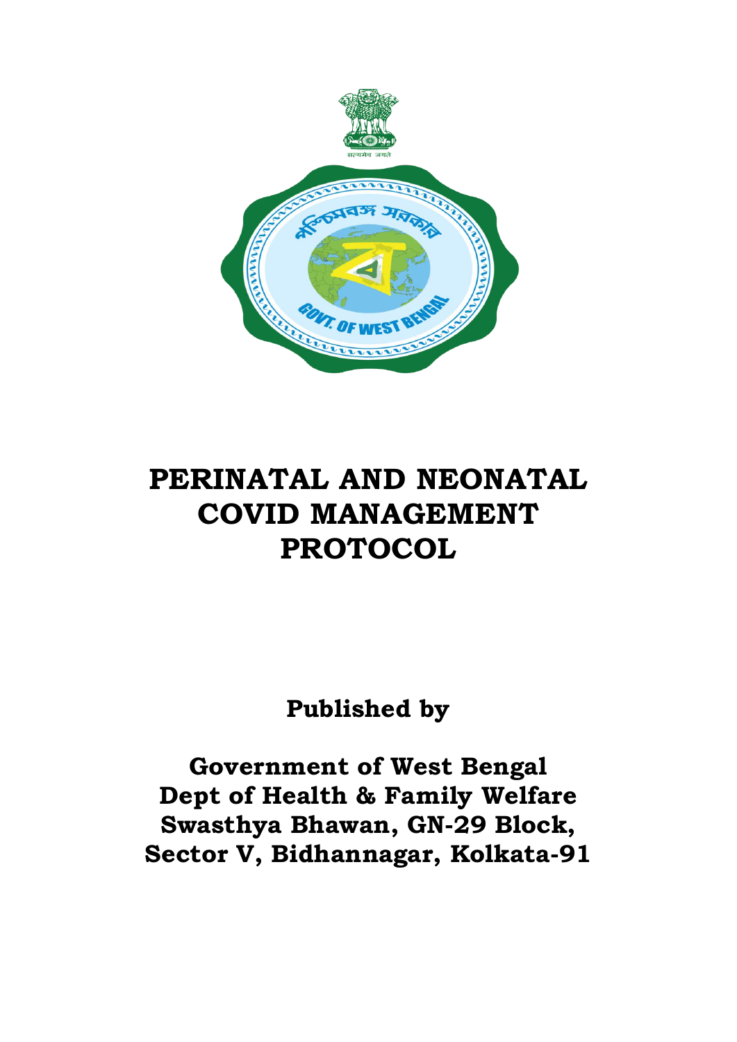# PERINATAL AND NEONATAL COVID MANAGEMENT PROTOCOL

**Published by**

**Government of West Bengal**
**Dept of Health & Family Welfare**
**Swasthya Bhawan, GN-29 Block,**
**Sector V, Bidhannagar, Kolkata-91**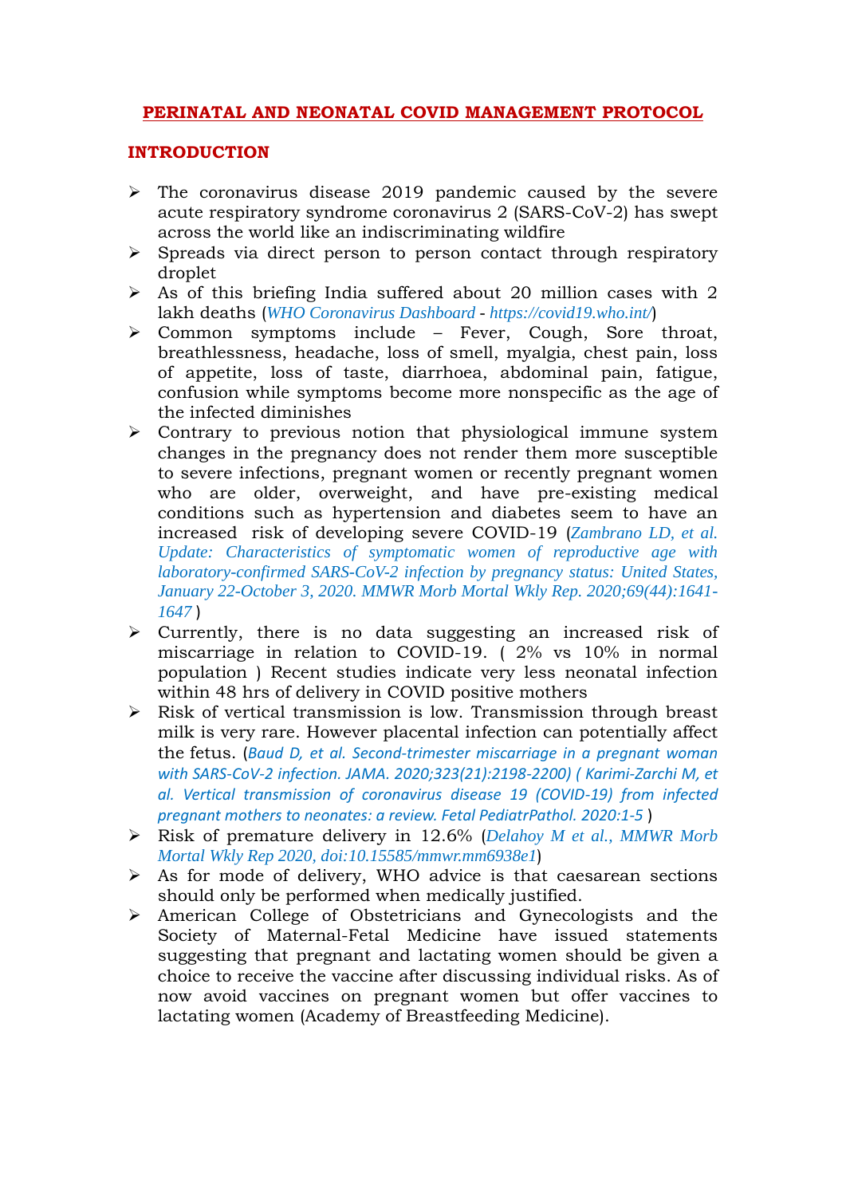# PERINATAL AND NEONATAL COVID MANAGEMENT PROTOCOL

## INTRODUCTION

- The coronavirus disease 2019 pandemic caused by the severe acute respiratory syndrome coronavirus 2 (SARS-CoV-2) has swept across the world like an indiscriminating wildfire
- Spreads via direct person to person contact through respiratory droplet
- As of this briefing India suffered about 20 million cases with 2 lakh deaths (*WHO Coronavirus Dashboard - https://covid19.who.int/*)
- Common symptoms include – Fever, Cough, Sore throat, breathlessness, headache, loss of smell, myalgia, chest pain, loss of appetite, loss of taste, diarrhoea, abdominal pain, fatigue, confusion while symptoms become more nonspecific as the age of the infected diminishes
- Contrary to previous notion that physiological immune system changes in the pregnancy does not render them more susceptible to severe infections, pregnant women or recently pregnant women who are older, overweight, and have pre-existing medical conditions such as hypertension and diabetes seem to have an increased risk of developing severe COVID-19 (*Zambrano LD, et al. Update: Characteristics of symptomatic women of reproductive age with laboratory-confirmed SARS-CoV-2 infection by pregnancy status: United States, January 22-October 3, 2020. MMWR Morb Mortal Wkly Rep. 2020;69(44):1641-1647* )
- Currently, there is no data suggesting an increased risk of miscarriage in relation to COVID-19. ( 2% vs 10% in normal population ) Recent studies indicate very less neonatal infection within 48 hrs of delivery in COVID positive mothers
- Risk of vertical transmission is low. Transmission through breast milk is very rare. However placental infection can potentially affect the fetus. (*Baud D, et al. Second-trimester miscarriage in a pregnant woman with SARS-CoV-2 infection. JAMA. 2020;323(21):2198-2200)* ( *Karimi-Zarchi M, et al. Vertical transmission of coronavirus disease 19 (COVID-19) from infected pregnant mothers to neonates: a review. Fetal PediatrPathol. 2020:1-5* )
- Risk of premature delivery in 12.6% (*Delahoy M et al., MMWR Morb Mortal Wkly Rep 2020, doi:10.15585/mmwr.mm6938e1*)
- As for mode of delivery, WHO advice is that caesarean sections should only be performed when medically justified.
- American College of Obstetricians and Gynecologists and the Society of Maternal-Fetal Medicine have issued statements suggesting that pregnant and lactating women should be given a choice to receive the vaccine after discussing individual risks. As of now avoid vaccines on pregnant women but offer vaccines to lactating women (Academy of Breastfeeding Medicine).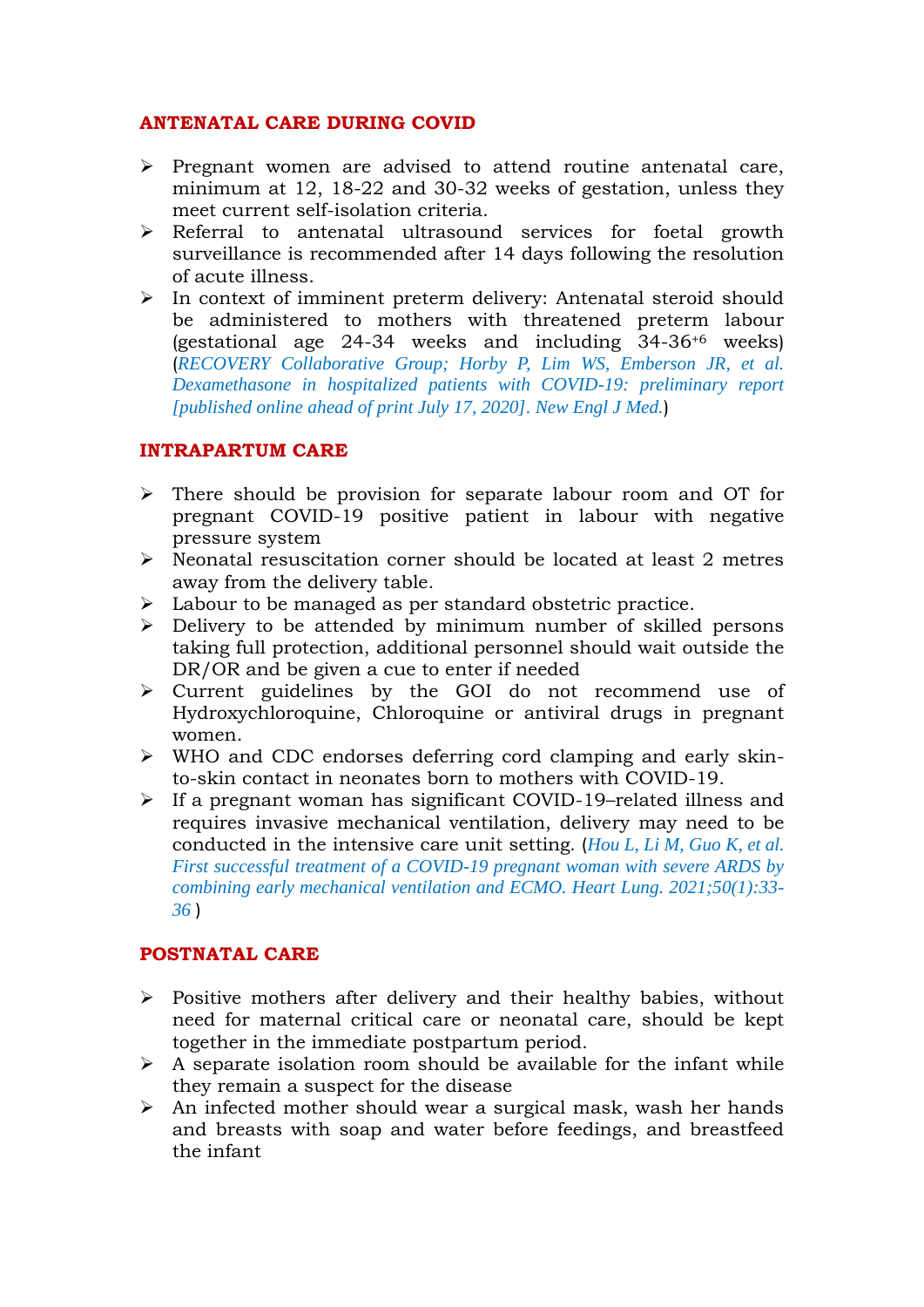## ANTENATAL CARE DURING COVID

- Pregnant women are advised to attend routine antenatal care, minimum at 12, 18-22 and 30-32 weeks of gestation, unless they meet current self-isolation criteria.
- Referral to antenatal ultrasound services for foetal growth surveillance is recommended after 14 days following the resolution of acute illness.
- In context of imminent preterm delivery: Antenatal steroid should be administered to mothers with threatened preterm labour (gestational age 24-34 weeks and including 34-36$^{+6}$ weeks) (*RECOVERY Collaborative Group; Horby P, Lim WS, Emberson JR, et al. Dexamethasone in hospitalized patients with COVID-19: preliminary report [published online ahead of print July 17, 2020]. New Engl J Med.*)

## INTRAPARTUM CARE

- There should be provision for separate labour room and OT for pregnant COVID-19 positive patient in labour with negative pressure system
- Neonatal resuscitation corner should be located at least 2 metres away from the delivery table.
- Labour to be managed as per standard obstetric practice.
- Delivery to be attended by minimum number of skilled persons taking full protection, additional personnel should wait outside the DR/OR and be given a cue to enter if needed
- Current guidelines by the GOI do not recommend use of Hydroxychloroquine, Chloroquine or antiviral drugs in pregnant women.
- WHO and CDC endorses deferring cord clamping and early skin-to-skin contact in neonates born to mothers with COVID-19.
- If a pregnant woman has significant COVID-19–related illness and requires invasive mechanical ventilation, delivery may need to be conducted in the intensive care unit setting. (*Hou L, Li M, Guo K, et al. First successful treatment of a COVID-19 pregnant woman with severe ARDS by combining early mechanical ventilation and ECMO. Heart Lung. 2021;50(1):33-36* )

## POSTNATAL CARE

- Positive mothers after delivery and their healthy babies, without need for maternal critical care or neonatal care, should be kept together in the immediate postpartum period.
- A separate isolation room should be available for the infant while they remain a suspect for the disease
- An infected mother should wear a surgical mask, wash her hands and breasts with soap and water before feedings, and breastfeed the infant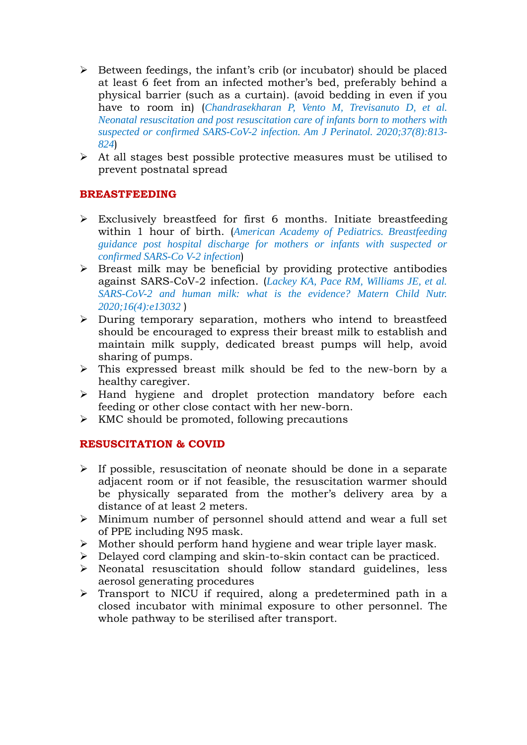- Between feedings, the infant's crib (or incubator) should be placed at least 6 feet from an infected mother's bed, preferably behind a physical barrier (such as a curtain). (avoid bedding in even if you have to room in) (*Chandrasekharan P, Vento M, Trevisanuto D, et al. Neonatal resuscitation and post resuscitation care of infants born to mothers with suspected or confirmed SARS-CoV-2 infection. Am J Perinatol. 2020;37(8):813-824*)
- At all stages best possible protective measures must be utilised to prevent postnatal spread

## BREASTFEEDING

- Exclusively breastfeed for first 6 months. Initiate breastfeeding within 1 hour of birth. (*American Academy of Pediatrics. Breastfeeding guidance post hospital discharge for mothers or infants with suspected or confirmed SARS-Co V-2 infection*)
- Breast milk may be beneficial by providing protective antibodies against SARS-CoV-2 infection. (*Lackey KA, Pace RM, Williams JE, et al. SARS-CoV-2 and human milk: what is the evidence? Matern Child Nutr. 2020;16(4):e13032* )
- During temporary separation, mothers who intend to breastfeed should be encouraged to express their breast milk to establish and maintain milk supply, dedicated breast pumps will help, avoid sharing of pumps.
- This expressed breast milk should be fed to the new-born by a healthy caregiver.
- Hand hygiene and droplet protection mandatory before each feeding or other close contact with her new-born.
- KMC should be promoted, following precautions

## RESUSCITATION & COVID

- If possible, resuscitation of neonate should be done in a separate adjacent room or if not feasible, the resuscitation warmer should be physically separated from the mother's delivery area by a distance of at least 2 meters.
- Minimum number of personnel should attend and wear a full set of PPE including N95 mask.
- Mother should perform hand hygiene and wear triple layer mask.
- Delayed cord clamping and skin-to-skin contact can be practiced.
- Neonatal resuscitation should follow standard guidelines, less aerosol generating procedures
- Transport to NICU if required, along a predetermined path in a closed incubator with minimal exposure to other personnel. The whole pathway to be sterilised after transport.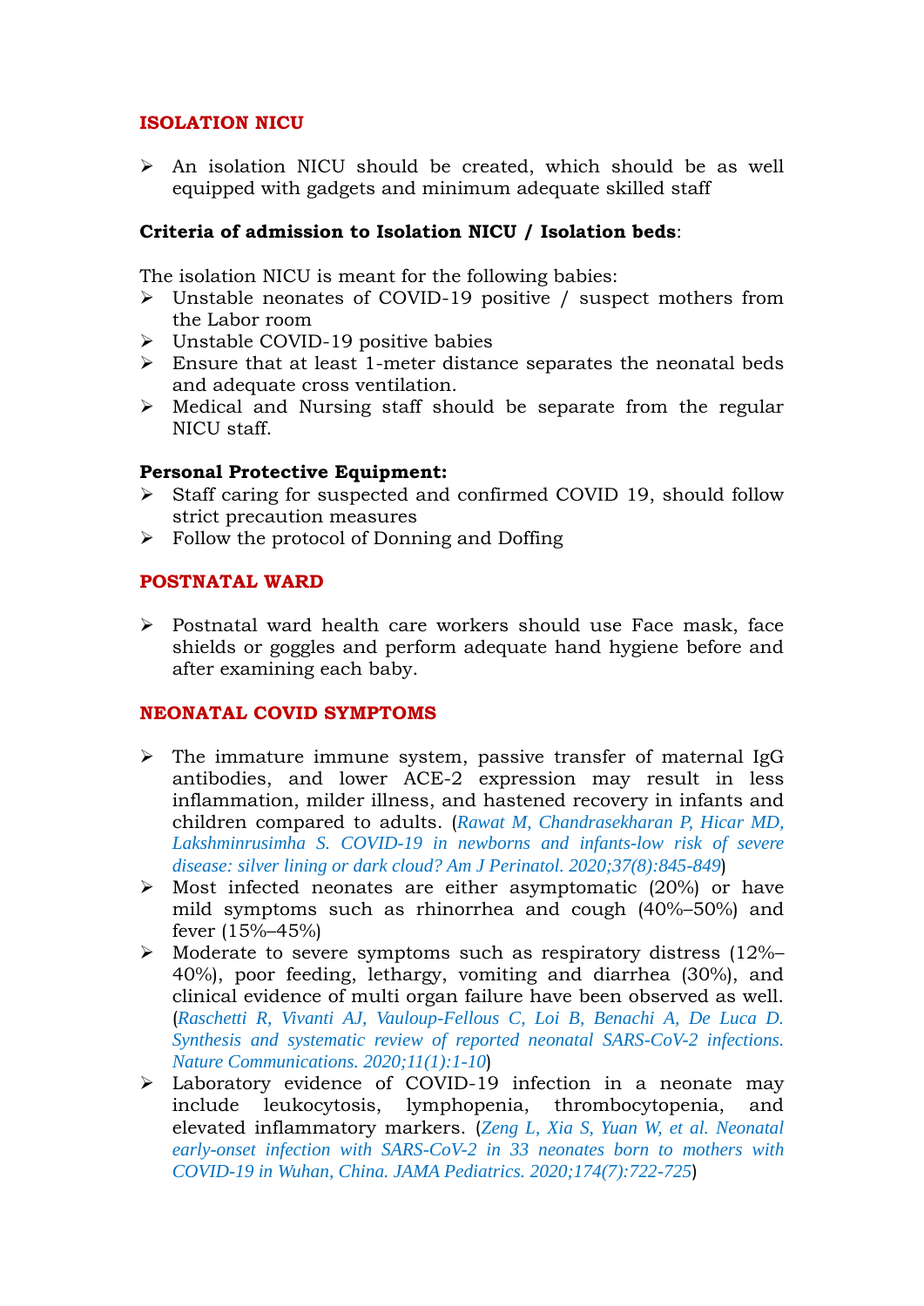## ISOLATION NICU

- An isolation NICU should be created, which should be as well equipped with gadgets and minimum adequate skilled staff

**Criteria of admission to Isolation NICU / Isolation beds**:

The isolation NICU is meant for the following babies:

- Unstable neonates of COVID-19 positive / suspect mothers from the Labor room
- Unstable COVID-19 positive babies
- Ensure that at least 1-meter distance separates the neonatal beds and adequate cross ventilation.
- Medical and Nursing staff should be separate from the regular NICU staff.

**Personal Protective Equipment:**

- Staff caring for suspected and confirmed COVID 19, should follow strict precaution measures
- Follow the protocol of Donning and Doffing

## POSTNATAL WARD

- Postnatal ward health care workers should use Face mask, face shields or goggles and perform adequate hand hygiene before and after examining each baby.

## NEONATAL COVID SYMPTOMS

- The immature immune system, passive transfer of maternal IgG antibodies, and lower ACE-2 expression may result in less inflammation, milder illness, and hastened recovery in infants and children compared to adults. (*Rawat M, Chandrasekharan P, Hicar MD, Lakshminrusimha S. COVID-19 in newborns and infants-low risk of severe disease: silver lining or dark cloud? Am J Perinatol. 2020;37(8):845-849*)
- Most infected neonates are either asymptomatic (20%) or have mild symptoms such as rhinorrhea and cough (40%–50%) and fever (15%–45%)
- Moderate to severe symptoms such as respiratory distress (12%–40%), poor feeding, lethargy, vomiting and diarrhea (30%), and clinical evidence of multi organ failure have been observed as well. (*Raschetti R, Vivanti AJ, Vauloup-Fellous C, Loi B, Benachi A, De Luca D. Synthesis and systematic review of reported neonatal SARS-CoV-2 infections. Nature Communications. 2020;11(1):1-10*)
- Laboratory evidence of COVID-19 infection in a neonate may include leukocytosis, lymphopenia, thrombocytopenia, and elevated inflammatory markers. (*Zeng L, Xia S, Yuan W, et al. Neonatal early-onset infection with SARS-CoV-2 in 33 neonates born to mothers with COVID-19 in Wuhan, China. JAMA Pediatrics. 2020;174(7):722-725*)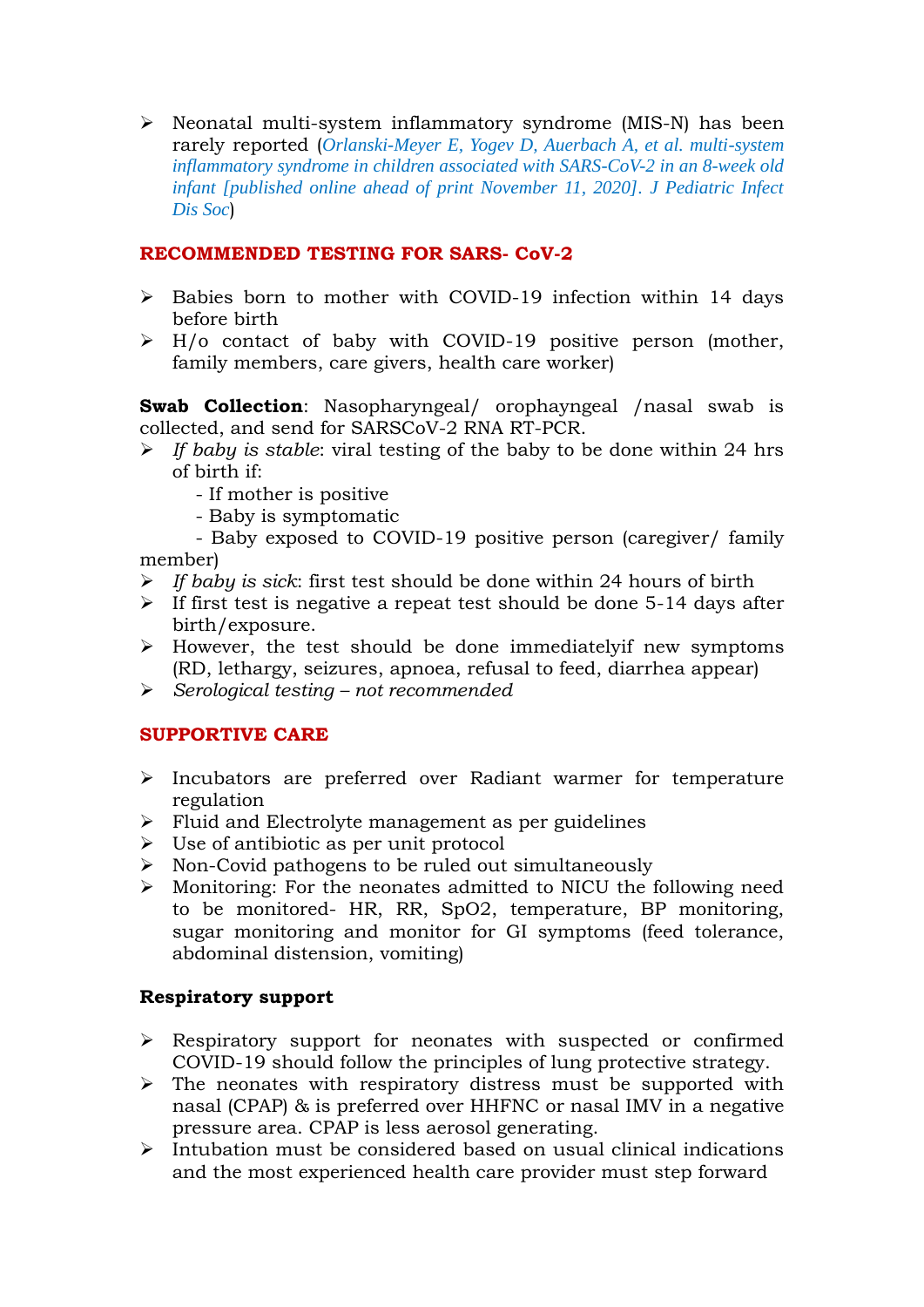- Neonatal multi-system inflammatory syndrome (MIS-N) has been rarely reported (*Orlanski-Meyer E, Yogev D, Auerbach A, et al. multi-system inflammatory syndrome in children associated with SARS-CoV-2 in an 8-week old infant [published online ahead of print November 11, 2020]. J Pediatric Infect Dis Soc*)

## RECOMMENDED TESTING FOR SARS- CoV-2

- Babies born to mother with COVID-19 infection within 14 days before birth
- H/o contact of baby with COVID-19 positive person (mother, family members, care givers, health care worker)

**Swab Collection**: Nasopharyngeal/ orophayngeal /nasal swab is collected, and send for SARSCoV-2 RNA RT-PCR.

- *If baby is stable*: viral testing of the baby to be done within 24 hrs of birth if:
  - If mother is positive
  - Baby is symptomatic
  - Baby exposed to COVID-19 positive person (caregiver/ family member)
- *If baby is sick*: first test should be done within 24 hours of birth
- If first test is negative a repeat test should be done 5-14 days after birth/exposure.
- However, the test should be done immediatelyif new symptoms (RD, lethargy, seizures, apnoea, refusal to feed, diarrhea appear)
- *Serological testing – not recommended*

## SUPPORTIVE CARE

- Incubators are preferred over Radiant warmer for temperature regulation
- Fluid and Electrolyte management as per guidelines
- Use of antibiotic as per unit protocol
- Non-Covid pathogens to be ruled out simultaneously
- Monitoring: For the neonates admitted to NICU the following need to be monitored- HR, RR, SpO2, temperature, BP monitoring, sugar monitoring and monitor for GI symptoms (feed tolerance, abdominal distension, vomiting)

### Respiratory support

- Respiratory support for neonates with suspected or confirmed COVID-19 should follow the principles of lung protective strategy.
- The neonates with respiratory distress must be supported with nasal (CPAP) & is preferred over HHFNC or nasal IMV in a negative pressure area. CPAP is less aerosol generating.
- Intubation must be considered based on usual clinical indications and the most experienced health care provider must step forward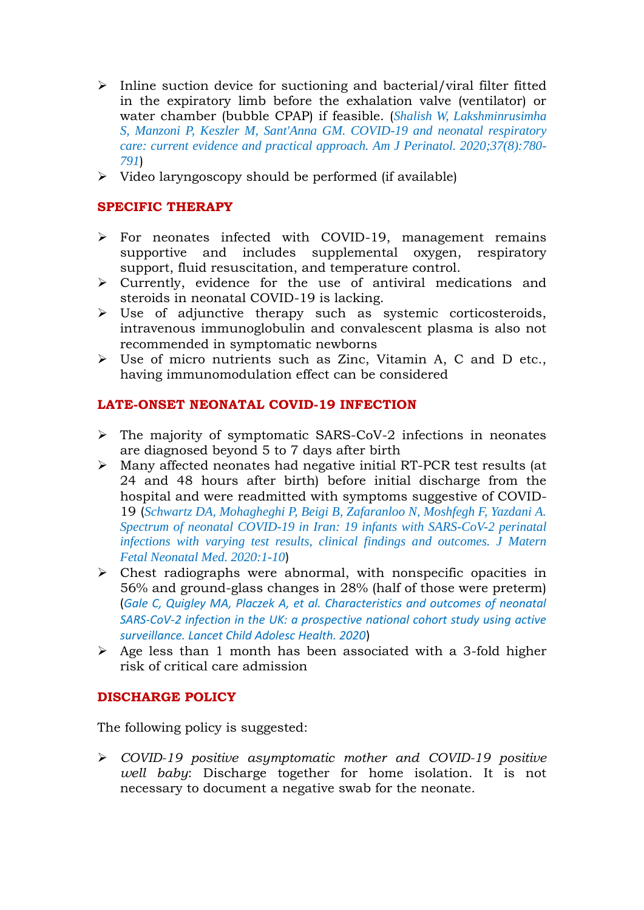- Inline suction device for suctioning and bacterial/viral filter fitted in the expiratory limb before the exhalation valve (ventilator) or water chamber (bubble CPAP) if feasible. (*Shalish W, Lakshminrusimha S, Manzoni P, Keszler M, Sant'Anna GM. COVID-19 and neonatal respiratory care: current evidence and practical approach. Am J Perinatol. 2020;37(8):780-791*)
- Video laryngoscopy should be performed (if available)

## SPECIFIC THERAPY

- For neonates infected with COVID-19, management remains supportive and includes supplemental oxygen, respiratory support, fluid resuscitation, and temperature control.
- Currently, evidence for the use of antiviral medications and steroids in neonatal COVID-19 is lacking.
- Use of adjunctive therapy such as systemic corticosteroids, intravenous immunoglobulin and convalescent plasma is also not recommended in symptomatic newborns
- Use of micro nutrients such as Zinc, Vitamin A, C and D etc., having immunomodulation effect can be considered

## LATE-ONSET NEONATAL COVID-19 INFECTION

- The majority of symptomatic SARS-CoV-2 infections in neonates are diagnosed beyond 5 to 7 days after birth
- Many affected neonates had negative initial RT-PCR test results (at 24 and 48 hours after birth) before initial discharge from the hospital and were readmitted with symptoms suggestive of COVID-19 (*Schwartz DA, Mohagheghi P, Beigi B, Zafaranloo N, Moshfegh F, Yazdani A. Spectrum of neonatal COVID-19 in Iran: 19 infants with SARS-CoV-2 perinatal infections with varying test results, clinical findings and outcomes. J Matern Fetal Neonatal Med. 2020:1-10*)
- Chest radiographs were abnormal, with nonspecific opacities in 56% and ground-glass changes in 28% (half of those were preterm) (*Gale C, Quigley MA, Placzek A, et al. Characteristics and outcomes of neonatal SARS-CoV-2 infection in the UK: a prospective national cohort study using active surveillance. Lancet Child Adolesc Health. 2020*)
- Age less than 1 month has been associated with a 3-fold higher risk of critical care admission

## DISCHARGE POLICY

The following policy is suggested:

- *COVID-19 positive asymptomatic mother and COVID-19 positive well baby*: Discharge together for home isolation. It is not necessary to document a negative swab for the neonate.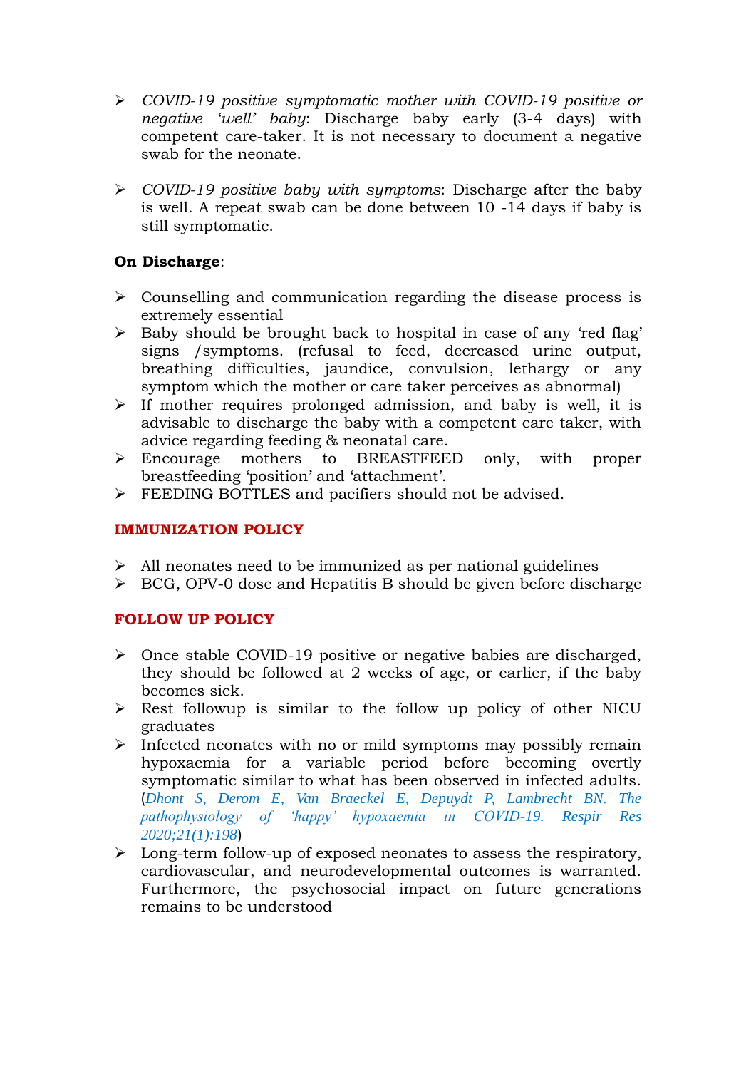- *COVID-19 positive symptomatic mother with COVID-19 positive or negative 'well' baby*: Discharge baby early (3-4 days) with competent care-taker. It is not necessary to document a negative swab for the neonate.

- *COVID-19 positive baby with symptoms*: Discharge after the baby is well. A repeat swab can be done between 10 -14 days if baby is still symptomatic.

**On Discharge**:

- Counselling and communication regarding the disease process is extremely essential
- Baby should be brought back to hospital in case of any 'red flag' signs /symptoms. (refusal to feed, decreased urine output, breathing difficulties, jaundice, convulsion, lethargy or any symptom which the mother or care taker perceives as abnormal)
- If mother requires prolonged admission, and baby is well, it is advisable to discharge the baby with a competent care taker, with advice regarding feeding & neonatal care.
- Encourage mothers to BREASTFEED only, with proper breastfeeding 'position' and 'attachment'.
- FEEDING BOTTLES and pacifiers should not be advised.

## IMMUNIZATION POLICY

- All neonates need to be immunized as per national guidelines
- BCG, OPV-0 dose and Hepatitis B should be given before discharge

## FOLLOW UP POLICY

- Once stable COVID-19 positive or negative babies are discharged, they should be followed at 2 weeks of age, or earlier, if the baby becomes sick.
- Rest followup is similar to the follow up policy of other NICU graduates
- Infected neonates with no or mild symptoms may possibly remain hypoxaemia for a variable period before becoming overtly symptomatic similar to what has been observed in infected adults. (*Dhont S, Derom E, Van Braeckel E, Depuydt P, Lambrecht BN. The pathophysiology of 'happy' hypoxaemia in COVID-19. Respir Res 2020;21(1):198*)
- Long-term follow-up of exposed neonates to assess the respiratory, cardiovascular, and neurodevelopmental outcomes is warranted. Furthermore, the psychosocial impact on future generations remains to be understood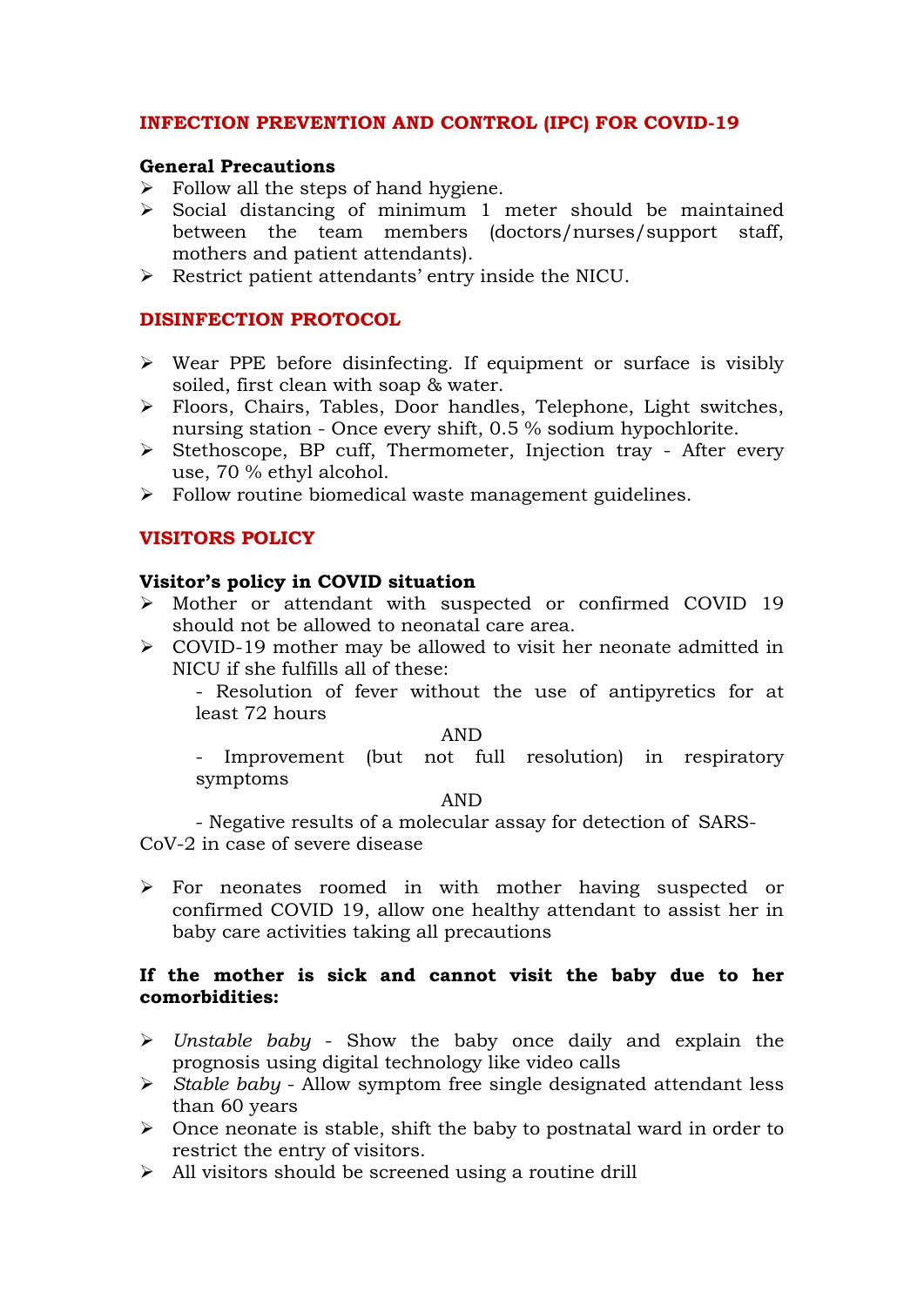## INFECTION PREVENTION AND CONTROL (IPC) FOR COVID-19

**General Precautions**

- Follow all the steps of hand hygiene.
- Social distancing of minimum 1 meter should be maintained between the team members (doctors/nurses/support staff, mothers and patient attendants).
- Restrict patient attendants' entry inside the NICU.

## DISINFECTION PROTOCOL

- Wear PPE before disinfecting. If equipment or surface is visibly soiled, first clean with soap & water.
- Floors, Chairs, Tables, Door handles, Telephone, Light switches, nursing station - Once every shift, 0.5 % sodium hypochlorite.
- Stethoscope, BP cuff, Thermometer, Injection tray - After every use, 70 % ethyl alcohol.
- Follow routine biomedical waste management guidelines.

## VISITORS POLICY

**Visitor's policy in COVID situation**

- Mother or attendant with suspected or confirmed COVID 19 should not be allowed to neonatal care area.
- COVID-19 mother may be allowed to visit her neonate admitted in NICU if she fulfills all of these:
  - Resolution of fever without the use of antipyretics for at least 72 hours

    AND
  - Improvement (but not full resolution) in respiratory symptoms

    AND
  - Negative results of a molecular assay for detection of SARS-CoV-2 in case of severe disease
- For neonates roomed in with mother having suspected or confirmed COVID 19, allow one healthy attendant to assist her in baby care activities taking all precautions

**If the mother is sick and cannot visit the baby due to her comorbidities:**

- *Unstable baby* - Show the baby once daily and explain the prognosis using digital technology like video calls
- *Stable baby* - Allow symptom free single designated attendant less than 60 years
- Once neonate is stable, shift the baby to postnatal ward in order to restrict the entry of visitors.
- All visitors should be screened using a routine drill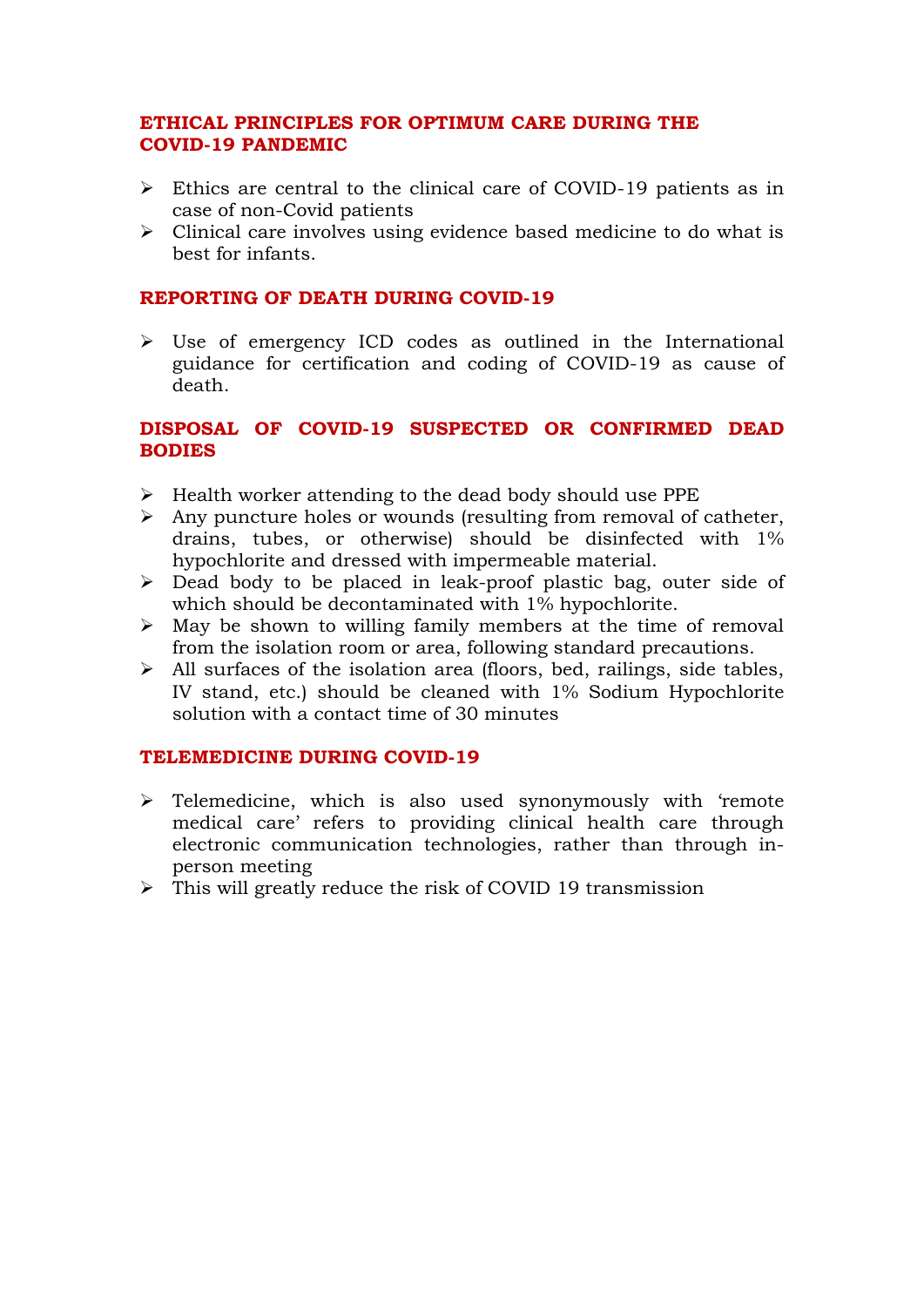## ETHICAL PRINCIPLES FOR OPTIMUM CARE DURING THE COVID-19 PANDEMIC

- Ethics are central to the clinical care of COVID-19 patients as in case of non-Covid patients
- Clinical care involves using evidence based medicine to do what is best for infants.

## REPORTING OF DEATH DURING COVID-19

- Use of emergency ICD codes as outlined in the International guidance for certification and coding of COVID-19 as cause of death.

## DISPOSAL OF COVID-19 SUSPECTED OR CONFIRMED DEAD BODIES

- Health worker attending to the dead body should use PPE
- Any puncture holes or wounds (resulting from removal of catheter, drains, tubes, or otherwise) should be disinfected with 1% hypochlorite and dressed with impermeable material.
- Dead body to be placed in leak-proof plastic bag, outer side of which should be decontaminated with 1% hypochlorite.
- May be shown to willing family members at the time of removal from the isolation room or area, following standard precautions.
- All surfaces of the isolation area (floors, bed, railings, side tables, IV stand, etc.) should be cleaned with 1% Sodium Hypochlorite solution with a contact time of 30 minutes

## TELEMEDICINE DURING COVID-19

- Telemedicine, which is also used synonymously with 'remote medical care' refers to providing clinical health care through electronic communication technologies, rather than through in-person meeting
- This will greatly reduce the risk of COVID 19 transmission